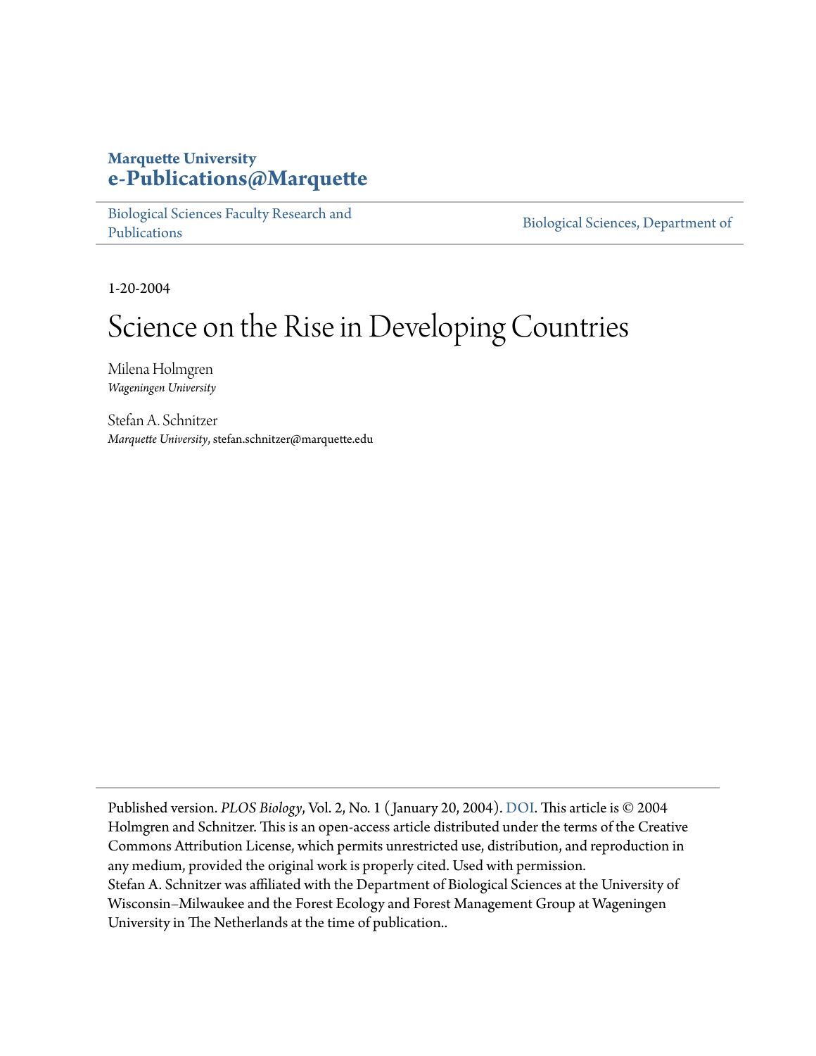**Marquette University**
**e-Publications@Marquette**

Biological Sciences Faculty Research and Publications | Biological Sciences, Department of

1-20-2004

# Science on the Rise in Developing Countries

Milena Holmgren
*Wageningen University*

Stefan A. Schnitzer
*Marquette University*, stefan.schnitzer@marquette.edu

Published version. *PLOS Biology*, Vol. 2, No. 1 (January 20, 2004). DOI. This article is © 2004 Holmgren and Schnitzer. This is an open-access article distributed under the terms of the Creative Commons Attribution License, which permits unrestricted use, distribution, and reproduction in any medium, provided the original work is properly cited. Used with permission.
Stefan A. Schnitzer was affiliated with the Department of Biological Sciences at the University of Wisconsin–Milwaukee and the Forest Ecology and Forest Management Group at Wageningen University in The Netherlands at the time of publication..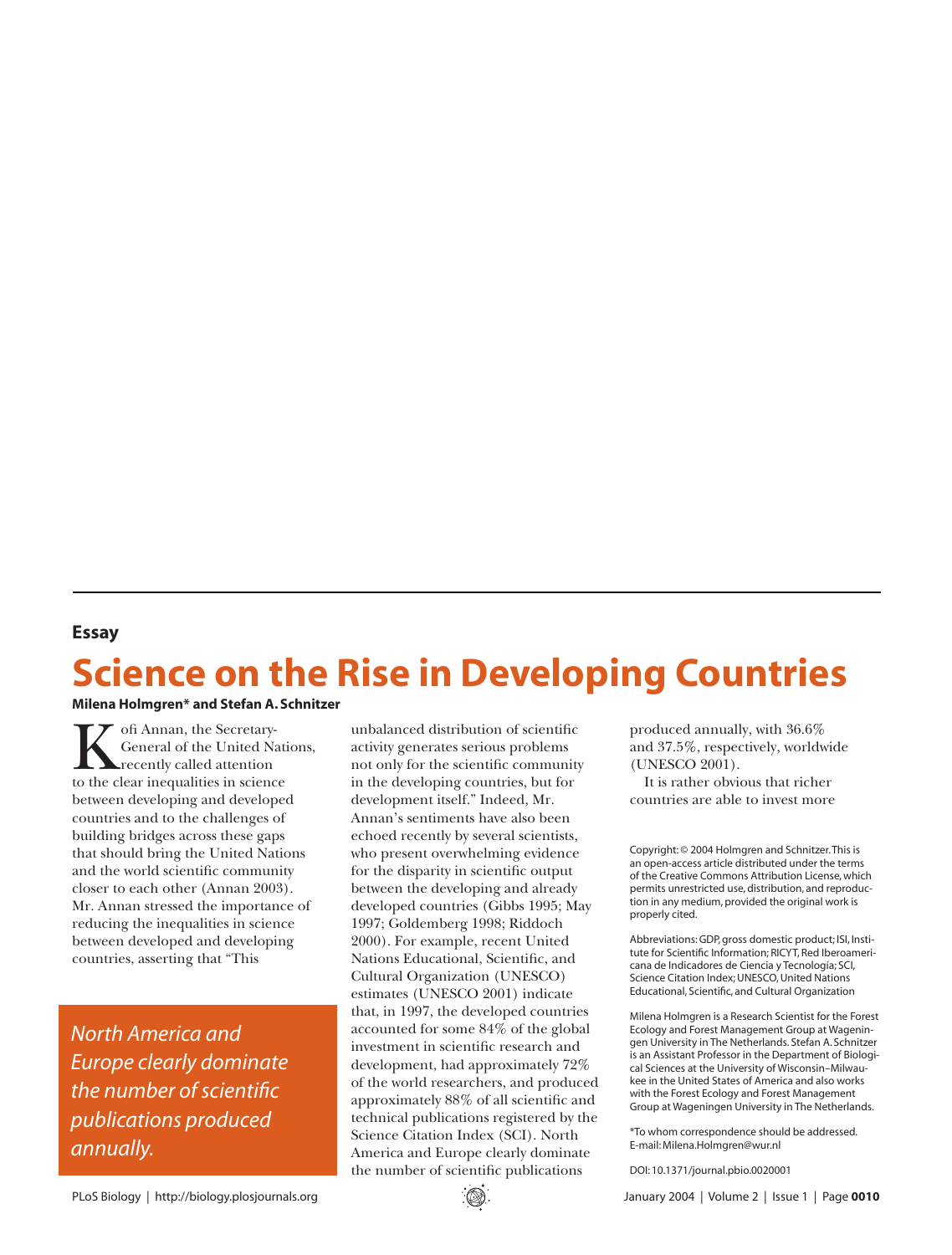Essay

# Science on the Rise in Developing Countries

**Milena Holmgren\* and Stefan A. Schnitzer**

Kofi Annan, the Secretary-General of the United Nations, recently called attention to the clear inequalities in science between developing and developed countries and to the challenges of building bridges across these gaps that should bring the United Nations and the world scientific community closer to each other (Annan 2003). Mr. Annan stressed the importance of reducing the inequalities in science between developed and developing countries, asserting that "This unbalanced distribution of scientific activity generates serious problems not only for the scientific community in the developing countries, but for development itself." Indeed, Mr. Annan's sentiments have also been echoed recently by several scientists, who present overwhelming evidence for the disparity in scientific output between the developing and already developed countries (Gibbs 1995; May 1997; Goldemberg 1998; Riddoch 2000). For example, recent United Nations Educational, Scientific, and Cultural Organization (UNESCO) estimates (UNESCO 2001) indicate that, in 1997, the developed countries accounted for some 84% of the global investment in scientific research and development, had approximately 72% of the world researchers, and produced approximately 88% of all scientific and technical publications registered by the Science Citation Index (SCI). North America and Europe clearly dominate the number of scientific publications produced annually, with 36.6% and 37.5%, respectively, worldwide (UNESCO 2001).

*North America and Europe clearly dominate the number of scientific publications produced annually.*

It is rather obvious that richer countries are able to invest more

Copyright: © 2004 Holmgren and Schnitzer. This is an open-access article distributed under the terms of the Creative Commons Attribution License, which permits unrestricted use, distribution, and reproduction in any medium, provided the original work is properly cited.

Abbreviations: GDP, gross domestic product; ISI, Institute for Scientific Information; RICYT, Red Iberoamericana de Indicadores de Ciencia y Tecnología; SCI, Science Citation Index; UNESCO, United Nations Educational, Scientific, and Cultural Organization

Milena Holmgren is a Research Scientist for the Forest Ecology and Forest Management Group at Wageningen University in The Netherlands. Stefan A. Schnitzer is an Assistant Professor in the Department of Biological Sciences at the University of Wisconsin–Milwaukee in the United States of America and also works with the Forest Ecology and Forest Management Group at Wageningen University in The Netherlands.

\*To whom correspondence should be addressed. E-mail: Milena.Holmgren@wur.nl

DOI: 10.1371/journal.pbio.0020001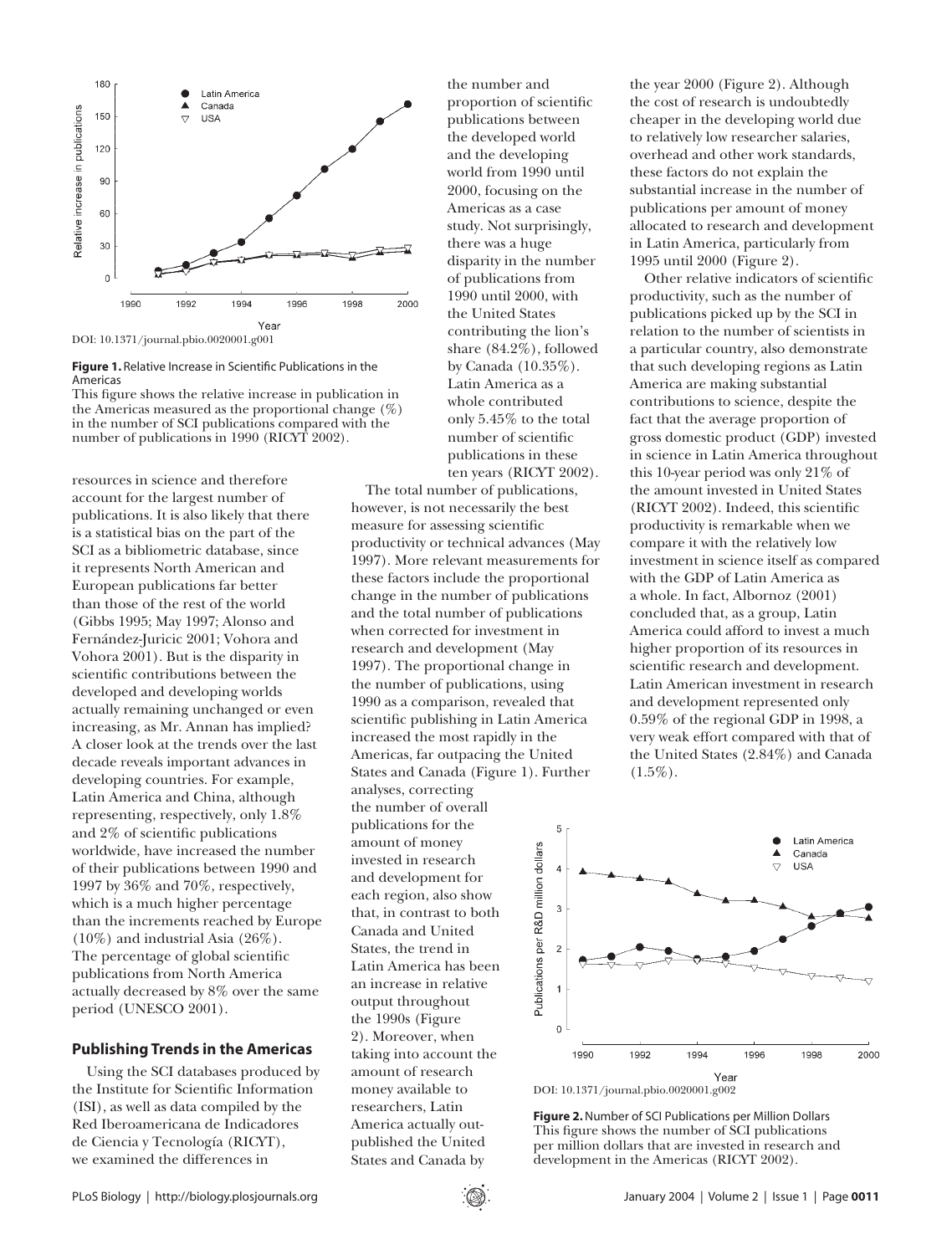DOI: 10.1371/journal.pbio.0020001.g001

**Figure 1.** Relative Increase in Scientific Publications in the Americas

This figure shows the relative increase in publication in the Americas measured as the proportional change (%) in the number of SCI publications compared with the number of publications in 1990 (RICYT 2002).

resources in science and therefore account for the largest number of publications. It is also likely that there is a statistical bias on the part of the SCI as a bibliometric database, since it represents North American and European publications far better than those of the rest of the world (Gibbs 1995; May 1997; Alonso and Fernández-Juricic 2001; Vohora and Vohora 2001). But is the disparity in scientific contributions between the developed and developing worlds actually remaining unchanged or even increasing, as Mr. Annan has implied? A closer look at the trends over the last decade reveals important advances in developing countries. For example, Latin America and China, although representing, respectively, only 1.8% and 2% of scientific publications worldwide, have increased the number of their publications between 1990 and 1997 by 36% and 70%, respectively, which is a much higher percentage than the increments reached by Europe (10%) and industrial Asia (26%). The percentage of global scientific publications from North America actually decreased by 8% over the same period (UNESCO 2001).

## Publishing Trends in the Americas

Using the SCI databases produced by the Institute for Scientific Information (ISI), as well as data compiled by the Red Iberoamericana de Indicadores de Ciencia y Tecnología (RICYT), we examined the differences in the number and proportion of scientific publications between the developed world and the developing world from 1990 until 2000, focusing on the Americas as a case study. Not surprisingly, there was a huge disparity in the number of publications from 1990 until 2000, with the United States contributing the lion's share (84.2%), followed by Canada (10.35%). Latin America as a whole contributed only 5.45% to the total number of scientific publications in these ten years (RICYT 2002).

The total number of publications, however, is not necessarily the best measure for assessing scientific productivity or technical advances (May 1997). More relevant measurements for these factors include the proportional change in the number of publications and the total number of publications when corrected for investment in research and development (May 1997). The proportional change in the number of publications, using 1990 as a comparison, revealed that scientific publishing in Latin America increased the most rapidly in the Americas, far outpacing the United States and Canada (Figure 1). Further analyses, correcting the number of overall publications for the amount of money invested in research and development for each region, also show that, in contrast to both Canada and United States, the trend in Latin America has been an increase in relative output throughout the 1990s (Figure 2). Moreover, when taking into account the amount of research money available to researchers, Latin America actually out-published the United States and Canada by the year 2000 (Figure 2). Although the cost of research is undoubtedly cheaper in the developing world due to relatively low researcher salaries, overhead and other work standards, these factors do not explain the substantial increase in the number of publications per amount of money allocated to research and development in Latin America, particularly from 1995 until 2000 (Figure 2).

Other relative indicators of scientific productivity, such as the number of publications picked up by the SCI in relation to the number of scientists in a particular country, also demonstrate that such developing regions as Latin America are making substantial contributions to science, despite the fact that the average proportion of gross domestic product (GDP) invested in science in Latin America throughout this 10-year period was only 21% of the amount invested in United States (RICYT 2002). Indeed, this scientific productivity is remarkable when we compare it with the relatively low investment in science itself as compared with the GDP of Latin America as a whole. In fact, Albornoz (2001) concluded that, as a group, Latin America could afford to invest a much higher proportion of its resources in scientific research and development. Latin American investment in research and development represented only 0.59% of the regional GDP in 1998, a very weak effort compared with that of the United States (2.84%) and Canada (1.5%).

DOI: 10.1371/journal.pbio.0020001.g002

**Figure 2.** Number of SCI Publications per Million Dollars

This figure shows the number of SCI publications per million dollars that are invested in research and development in the Americas (RICYT 2002).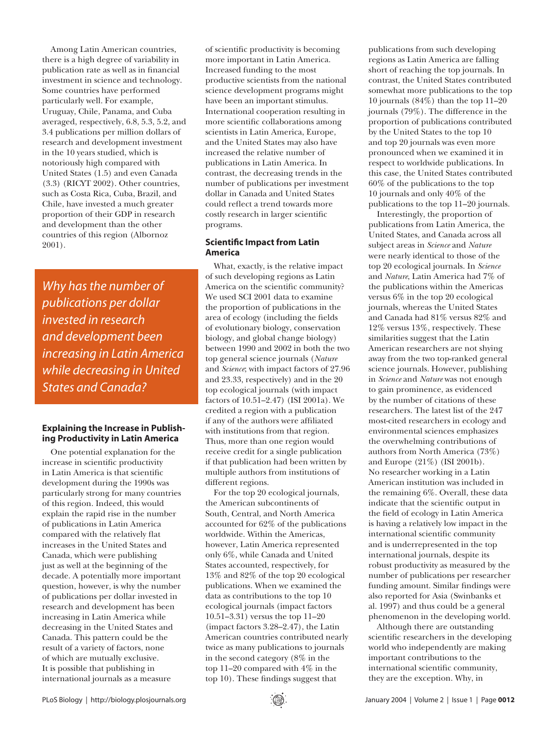Among Latin American countries, there is a high degree of variability in publication rate as well as in financial investment in science and technology. Some countries have performed particularly well. For example, Uruguay, Chile, Panama, and Cuba averaged, respectively, 6.8, 5.3, 5.2, and 3.4 publications per million dollars of research and development investment in the 10 years studied, which is notoriously high compared with United States (1.5) and even Canada (3.3) (RICYT 2002). Other countries, such as Costa Rica, Cuba, Brazil, and Chile, have invested a much greater proportion of their GDP in research and development than the other countries of this region (Albornoz 2001).

*Why has the number of publications per dollar invested in research and development been increasing in Latin America while decreasing in United States and Canada?*

### Explaining the Increase in Publishing Productivity in Latin America

One potential explanation for the increase in scientific productivity in Latin America is that scientific development during the 1990s was particularly strong for many countries of this region. Indeed, this would explain the rapid rise in the number of publications in Latin America compared with the relatively flat increases in the United States and Canada, which were publishing just as well at the beginning of the decade. A potentially more important question, however, is why the number of publications per dollar invested in research and development has been increasing in Latin America while decreasing in the United States and Canada. This pattern could be the result of a variety of factors, none of which are mutually exclusive. It is possible that publishing in international journals as a measure of scientific productivity is becoming more important in Latin America. Increased funding to the most productive scientists from the national science development programs might have been an important stimulus. International cooperation resulting in more scientific collaborations among scientists in Latin America, Europe, and the United States may also have increased the relative number of publications in Latin America. In contrast, the decreasing trends in the number of publications per investment dollar in Canada and United States could reflect a trend towards more costly research in larger scientific programs.

### Scientific Impact from Latin America

What, exactly, is the relative impact of such developing regions as Latin America on the scientific community? We used SCI 2001 data to examine the proportion of publications in the area of ecology (including the fields of evolutionary biology, conservation biology, and global change biology) between 1990 and 2002 in both the two top general science journals (*Nature* and *Science*; with impact factors of 27.96 and 23.33, respectively) and in the 20 top ecological journals (with impact factors of 10.51–2.47) (ISI 2001a). We credited a region with a publication if any of the authors were affiliated with institutions from that region. Thus, more than one region would receive credit for a single publication if that publication had been written by multiple authors from institutions of different regions.

For the top 20 ecological journals, the American subcontinents of South, Central, and North America accounted for 62% of the publications worldwide. Within the Americas, however, Latin America represented only 6%, while Canada and United States accounted, respectively, for 13% and 82% of the top 20 ecological publications. When we examined the data as contributions to the top 10 ecological journals (impact factors 10.51–3.31) versus the top 11–20 (impact factors 3.28–2.47), the Latin American countries contributed nearly twice as many publications to journals in the second category (8% in the top 11–20 compared with 4% in the top 10). These findings suggest that publications from such developing regions as Latin America are falling short of reaching the top journals. In contrast, the United States contributed somewhat more publications to the top 10 journals (84%) than the top 11–20 journals (79%). The difference in the proportion of publications contributed by the United States to the top 10 and top 20 journals was even more pronounced when we examined it in respect to worldwide publications. In this case, the United States contributed 60% of the publications to the top 10 journals and only 40% of the publications to the top 11–20 journals.

Interestingly, the proportion of publications from Latin America, the United States, and Canada across all subject areas in *Science* and *Nature* were nearly identical to those of the top 20 ecological journals. In *Science* and *Nature*, Latin America had 7% of the publications within the Americas versus 6% in the top 20 ecological journals, whereas the United States and Canada had 81% versus 82% and 12% versus 13%, respectively. These similarities suggest that the Latin American researchers are not shying away from the two top-ranked general science journals. However, publishing in *Science* and *Nature* was not enough to gain prominence, as evidenced by the number of citations of these researchers. The latest list of the 247 most-cited researchers in ecology and environmental sciences emphasizes the overwhelming contributions of authors from North America (73%) and Europe (21%) (ISI 2001b). No researcher working in a Latin American institution was included in the remaining 6%. Overall, these data indicate that the scientific output in the field of ecology in Latin America is having a relatively low impact in the international scientific community and is underrepresented in the top international journals, despite its robust productivity as measured by the number of publications per researcher funding amount. Similar findings were also reported for Asia (Swinbanks et al. 1997) and thus could be a general phenomenon in the developing world.

Although there are outstanding scientific researchers in the developing world who independently are making important contributions to the international scientific community, they are the exception. Why, in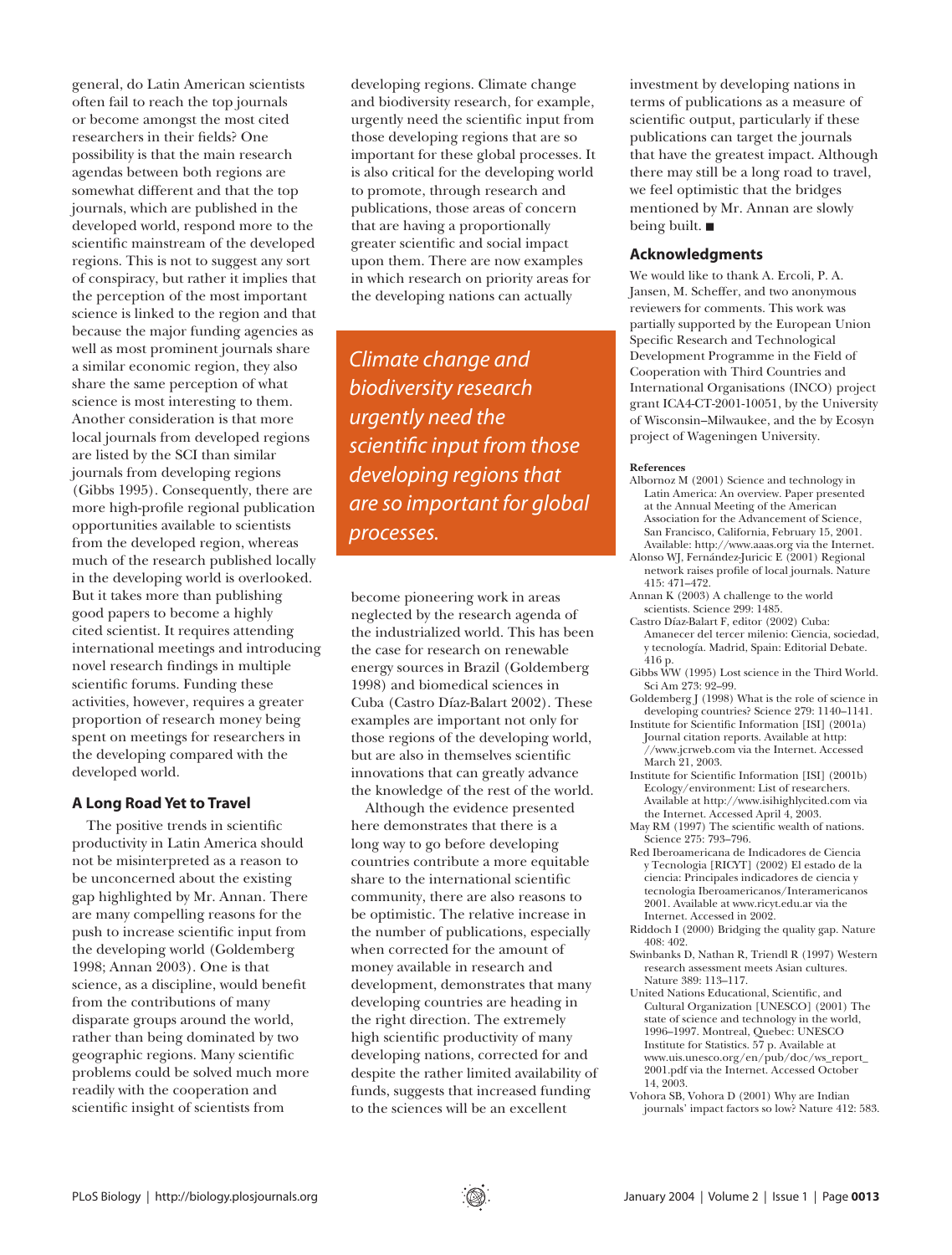general, do Latin American scientists often fail to reach the top journals or become amongst the most cited researchers in their fields? One possibility is that the main research agendas between both regions are somewhat different and that the top journals, which are published in the developed world, respond more to the scientific mainstream of the developed regions. This is not to suggest any sort of conspiracy, but rather it implies that the perception of the most important science is linked to the region and that because the major funding agencies as well as most prominent journals share a similar economic region, they also share the same perception of what science is most interesting to them. Another consideration is that more local journals from developed regions are listed by the SCI than similar journals from developing regions (Gibbs 1995). Consequently, there are more high-profile regional publication opportunities available to scientists from the developed region, whereas much of the research published locally in the developing world is overlooked. But it takes more than publishing good papers to become a highly cited scientist. It requires attending international meetings and introducing novel research findings in multiple scientific forums. Funding these activities, however, requires a greater proportion of research money being spent on meetings for researchers in the developing compared with the developed world.

### A Long Road Yet to Travel

The positive trends in scientific productivity in Latin America should not be misinterpreted as a reason to be unconcerned about the existing gap highlighted by Mr. Annan. There are many compelling reasons for the push to increase scientific input from the developing world (Goldemberg 1998; Annan 2003). One is that science, as a discipline, would benefit from the contributions of many disparate groups around the world, rather than being dominated by two geographic regions. Many scientific problems could be solved much more readily with the cooperation and scientific insight of scientists from developing regions. Climate change and biodiversity research, for example, urgently need the scientific input from those developing regions that are so important for these global processes. It is also critical for the developing world to promote, through research and publications, those areas of concern that are having a proportionally greater scientific and social impact upon them. There are now examples in which research on priority areas for the developing nations can actually become pioneering work in areas neglected by the research agenda of the industrialized world. This has been the case for research on renewable energy sources in Brazil (Goldemberg 1998) and biomedical sciences in Cuba (Castro Díaz-Balart 2002). These examples are important not only for those regions of the developing world, but are also in themselves scientific innovations that can greatly advance the knowledge of the rest of the world.

*Climate change and biodiversity research urgently need the scientific input from those developing regions that are so important for global processes.*

Although the evidence presented here demonstrates that there is a long way to go before developing countries contribute a more equitable share to the international scientific community, there are also reasons to be optimistic. The relative increase in the number of publications, especially when corrected for the amount of money available in research and development, demonstrates that many developing countries are heading in the right direction. The extremely high scientific productivity of many developing nations, corrected for and despite the rather limited availability of funds, suggests that increased funding to the sciences will be an excellent investment by developing nations in terms of publications as a measure of scientific output, particularly if these publications can target the journals that have the greatest impact. Although there may still be a long road to travel, we feel optimistic that the bridges mentioned by Mr. Annan are slowly being built. ■

### Acknowledgments

We would like to thank A. Ercoli, P. A. Jansen, M. Scheffer, and two anonymous reviewers for comments. This work was partially supported by the European Union Specific Research and Technological Development Programme in the Field of Cooperation with Third Countries and International Organisations (INCO) project grant ICA4-CT-2001-10051, by the University of Wisconsin–Milwaukee, and the by Ecosyn project of Wageningen University.

#### References

Albornoz M (2001) Science and technology in Latin America: An overview. Paper presented at the Annual Meeting of the American Association for the Advancement of Science, San Francisco, California, February 15, 2001. Available: http://www.aaas.org via the Internet.

Alonso WJ, Fernández-Juricic E (2001) Regional network raises profile of local journals. Nature 415: 471–472.

Annan K (2003) A challenge to the world scientists. Science 299: 1485.

Castro Díaz-Balart F, editor (2002) Cuba: Amanecer del tercer milenio: Ciencia, sociedad, y tecnología. Madrid, Spain: Editorial Debate. 416 p.

Gibbs WW (1995) Lost science in the Third World. Sci Am 273: 92–99.

Goldemberg J (1998) What is the role of science in developing countries? Science 279: 1140–1141.

Institute for Scientific Information [ISI] (2001a) Journal citation reports. Available at http://www.jcrweb.com via the Internet. Accessed March 21, 2003.

Institute for Scientific Information [ISI] (2001b) Ecology/environment: List of researchers. Available at http://www.isihighlycited.com via the Internet. Accessed April 4, 2003.

May RM (1997) The scientific wealth of nations. Science 275: 793–796.

Red Iberoamericana de Indicadores de Ciencia y Tecnologia [RICYT] (2002) El estado de la ciencia: Principales indicadores de ciencia y tecnologia Iberoamericanos/Interamericanos 2001. Available at www.ricyt.edu.ar via the Internet. Accessed in 2002.

Riddoch I (2000) Bridging the quality gap. Nature 408: 402.

Swinbanks D, Nathan R, Triendl R (1997) Western research assessment meets Asian cultures. Nature 389: 113–117.

United Nations Educational, Scientific, and Cultural Organization [UNESCO] (2001) The state of science and technology in the world, 1996–1997. Montreal, Quebec: UNESCO Institute for Statistics. 57 p. Available at www.uis.unesco.org/en/pub/doc/ws_report_2001.pdf via the Internet. Accessed October 14, 2003.

Vohora SB, Vohora D (2001) Why are Indian journals' impact factors so low? Nature 412: 583.